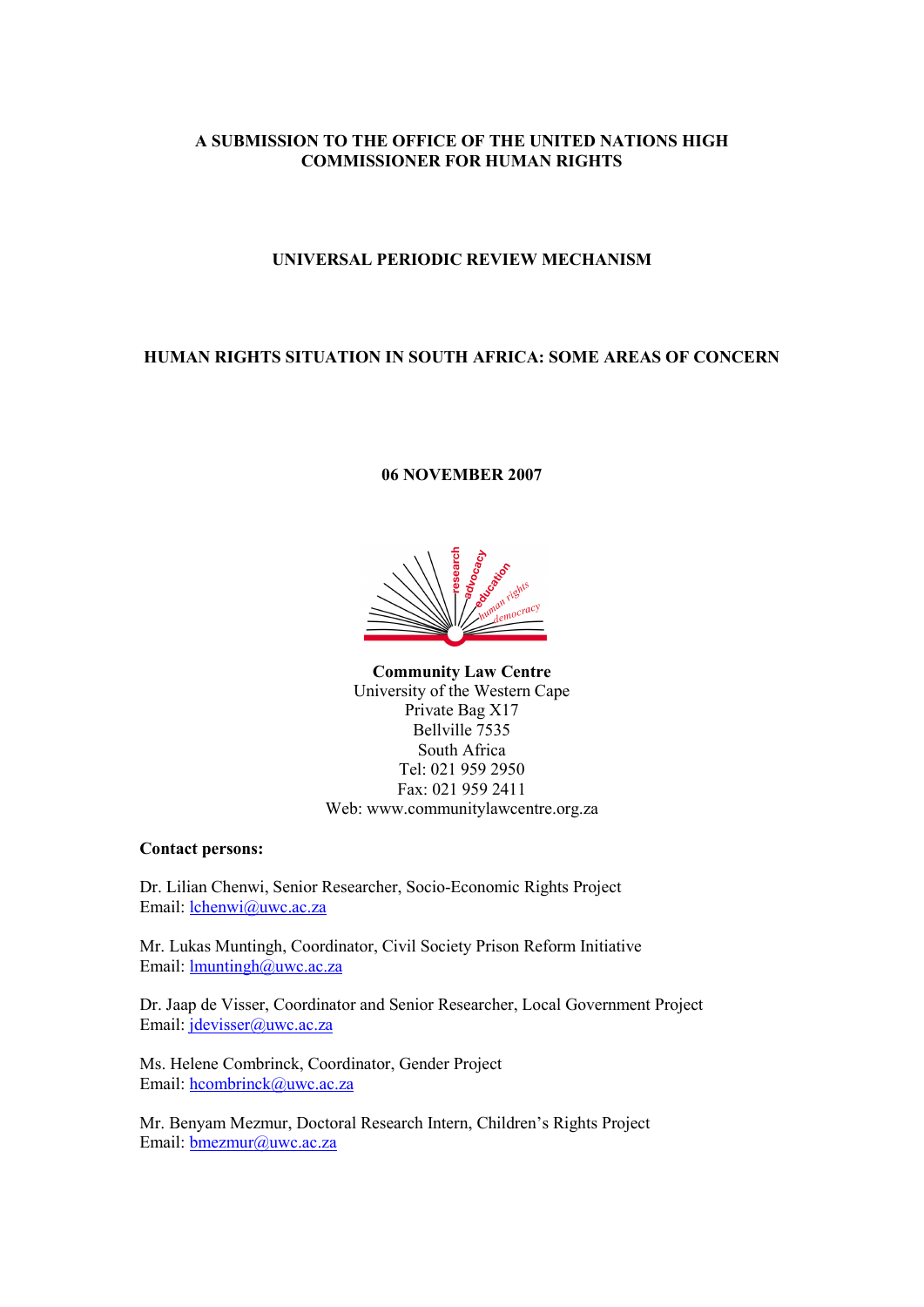**A SUBMISSION TO THE OFFICE OF THE UNITED NATIONS HIGH COMMISSIONER FOR HUMAN RIGHTS**

**UNIVERSAL PERIODIC REVIEW MECHANISM**

**HUMAN RIGHTS SITUATION IN SOUTH AFRICA: SOME AREAS OF CONCERN**

**06 NOVEMBER 2007**

research advocacy education human rights democracy

**Community Law Centre**
University of the Western Cape
Private Bag X17
Bellville 7535
South Africa
Tel: 021 959 2950
Fax: 021 959 2411
Web: www.communitylawcentre.org.za

**Contact persons:**

Dr. Lilian Chenwi, Senior Researcher, Socio-Economic Rights Project
Email: lchenwi@uwc.ac.za

Mr. Lukas Muntingh, Coordinator, Civil Society Prison Reform Initiative
Email: lmuntingh@uwc.ac.za

Dr. Jaap de Visser, Coordinator and Senior Researcher, Local Government Project
Email: jdevisser@uwc.ac.za

Ms. Helene Combrinck, Coordinator, Gender Project
Email: hcombrinck@uwc.ac.za

Mr. Benyam Mezmur, Doctoral Research Intern, Children's Rights Project
Email: bmezmur@uwc.ac.za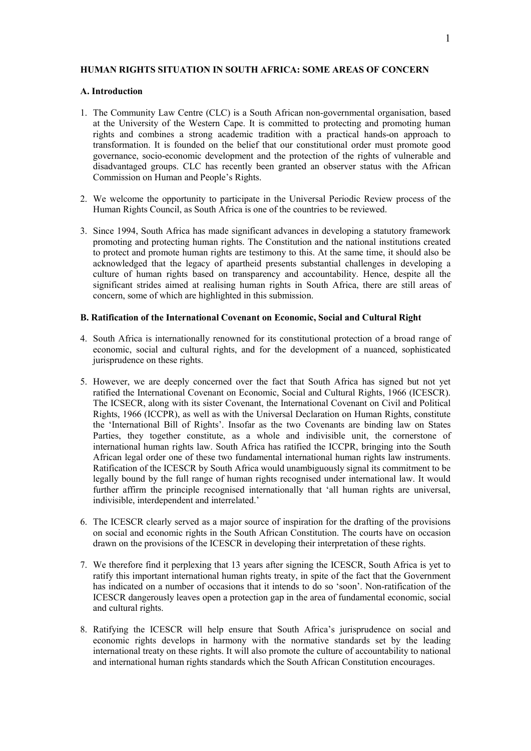**HUMAN RIGHTS SITUATION IN SOUTH AFRICA: SOME AREAS OF CONCERN**

**A. Introduction**

1. The Community Law Centre (CLC) is a South African non-governmental organisation, based at the University of the Western Cape. It is committed to protecting and promoting human rights and combines a strong academic tradition with a practical hands-on approach to transformation. It is founded on the belief that our constitutional order must promote good governance, socio-economic development and the protection of the rights of vulnerable and disadvantaged groups. CLC has recently been granted an observer status with the African Commission on Human and People's Rights.

2. We welcome the opportunity to participate in the Universal Periodic Review process of the Human Rights Council, as South Africa is one of the countries to be reviewed.

3. Since 1994, South Africa has made significant advances in developing a statutory framework promoting and protecting human rights. The Constitution and the national institutions created to protect and promote human rights are testimony to this. At the same time, it should also be acknowledged that the legacy of apartheid presents substantial challenges in developing a culture of human rights based on transparency and accountability. Hence, despite all the significant strides aimed at realising human rights in South Africa, there are still areas of concern, some of which are highlighted in this submission.

**B. Ratification of the International Covenant on Economic, Social and Cultural Right**

4. South Africa is internationally renowned for its constitutional protection of a broad range of economic, social and cultural rights, and for the development of a nuanced, sophisticated jurisprudence on these rights.

5. However, we are deeply concerned over the fact that South Africa has signed but not yet ratified the International Covenant on Economic, Social and Cultural Rights, 1966 (ICESCR). The ICSECR, along with its sister Covenant, the International Covenant on Civil and Political Rights, 1966 (ICCPR), as well as with the Universal Declaration on Human Rights, constitute the 'International Bill of Rights'. Insofar as the two Covenants are binding law on States Parties, they together constitute, as a whole and indivisible unit, the cornerstone of international human rights law. South Africa has ratified the ICCPR, bringing into the South African legal order one of these two fundamental international human rights law instruments. Ratification of the ICESCR by South Africa would unambiguously signal its commitment to be legally bound by the full range of human rights recognised under international law. It would further affirm the principle recognised internationally that 'all human rights are universal, indivisible, interdependent and interrelated.'

6. The ICESCR clearly served as a major source of inspiration for the drafting of the provisions on social and economic rights in the South African Constitution. The courts have on occasion drawn on the provisions of the ICESCR in developing their interpretation of these rights.

7. We therefore find it perplexing that 13 years after signing the ICESCR, South Africa is yet to ratify this important international human rights treaty, in spite of the fact that the Government has indicated on a number of occasions that it intends to do so 'soon'. Non-ratification of the ICESCR dangerously leaves open a protection gap in the area of fundamental economic, social and cultural rights.

8. Ratifying the ICESCR will help ensure that South Africa's jurisprudence on social and economic rights develops in harmony with the normative standards set by the leading international treaty on these rights. It will also promote the culture of accountability to national and international human rights standards which the South African Constitution encourages.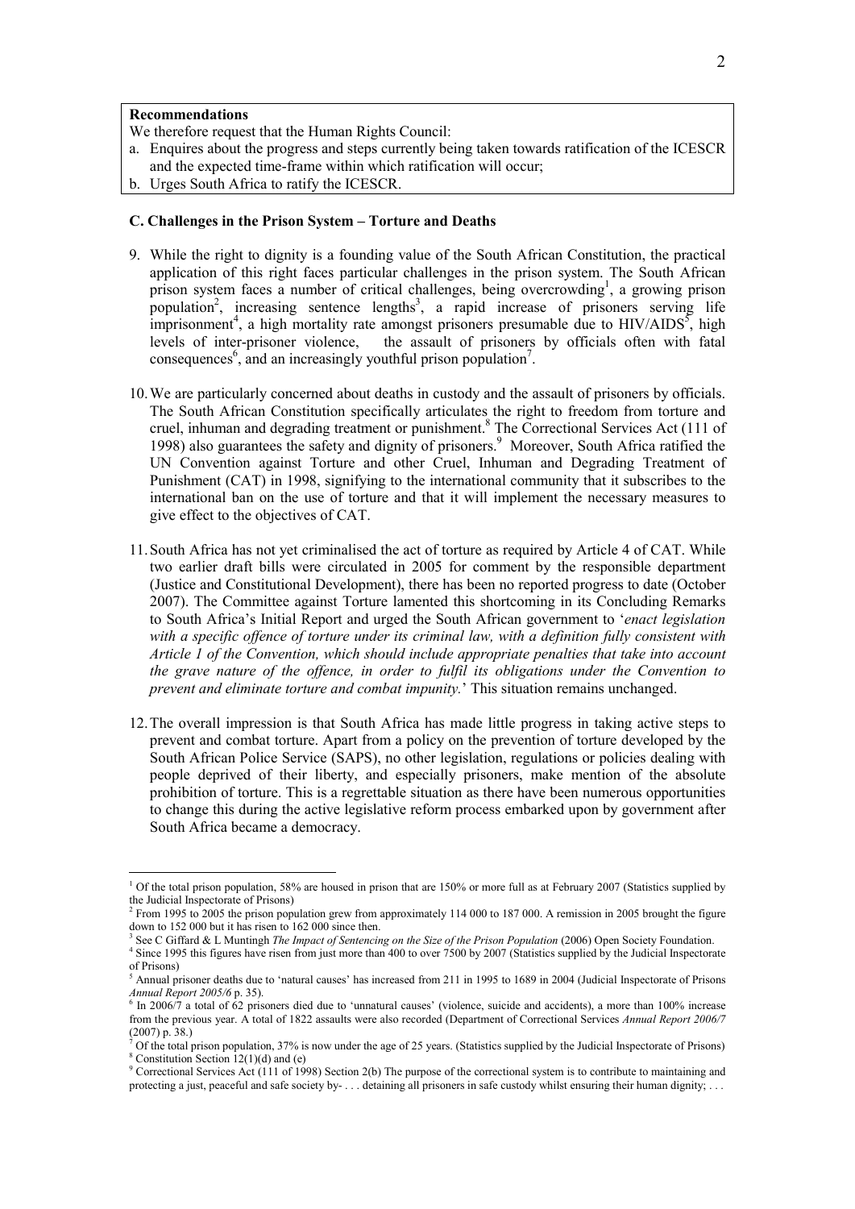**Recommendations**

We therefore request that the Human Rights Council:

a. Enquires about the progress and steps currently being taken towards ratification of the ICESCR and the expected time-frame within which ratification will occur;
b. Urges South Africa to ratify the ICESCR.

**C. Challenges in the Prison System – Torture and Deaths**

9. While the right to dignity is a founding value of the South African Constitution, the practical application of this right faces particular challenges in the prison system. The South African prison system faces a number of critical challenges, being overcrowding[1], a growing prison population[2], increasing sentence lengths[3], a rapid increase of prisoners serving life imprisonment[4], a high mortality rate amongst prisoners presumable due to HIV/AIDS[5], high levels of inter-prisoner violence, the assault of prisoners by officials often with fatal consequences[6], and an increasingly youthful prison population[7].

10. We are particularly concerned about deaths in custody and the assault of prisoners by officials. The South African Constitution specifically articulates the right to freedom from torture and cruel, inhuman and degrading treatment or punishment.[8] The Correctional Services Act (111 of 1998) also guarantees the safety and dignity of prisoners.[9] Moreover, South Africa ratified the UN Convention against Torture and other Cruel, Inhuman and Degrading Treatment of Punishment (CAT) in 1998, signifying to the international community that it subscribes to the international ban on the use of torture and that it will implement the necessary measures to give effect to the objectives of CAT.

11. South Africa has not yet criminalised the act of torture as required by Article 4 of CAT. While two earlier draft bills were circulated in 2005 for comment by the responsible department (Justice and Constitutional Development), there has been no reported progress to date (October 2007). The Committee against Torture lamented this shortcoming in its Concluding Remarks to South Africa's Initial Report and urged the South African government to '*enact legislation with a specific offence of torture under its criminal law, with a definition fully consistent with Article 1 of the Convention, which should include appropriate penalties that take into account the grave nature of the offence, in order to fulfil its obligations under the Convention to prevent and eliminate torture and combat impunity.*' This situation remains unchanged.

12. The overall impression is that South Africa has made little progress in taking active steps to prevent and combat torture. Apart from a policy on the prevention of torture developed by the South African Police Service (SAPS), no other legislation, regulations or policies dealing with people deprived of their liberty, and especially prisoners, make mention of the absolute prohibition of torture. This is a regrettable situation as there have been numerous opportunities to change this during the active legislative reform process embarked upon by government after South Africa became a democracy.

---

[1] Of the total prison population, 58% are housed in prison that are 150% or more full as at February 2007 (Statistics supplied by the Judicial Inspectorate of Prisons)

[2] From 1995 to 2005 the prison population grew from approximately 114 000 to 187 000. A remission in 2005 brought the figure down to 152 000 but it has risen to 162 000 since then.

[3] See C Giffard & L Muntingh *The Impact of Sentencing on the Size of the Prison Population* (2006) Open Society Foundation.

[4] Since 1995 this figures have risen from just more than 400 to over 7500 by 2007 (Statistics supplied by the Judicial Inspectorate of Prisons)

[5] Annual prisoner deaths due to 'natural causes' has increased from 211 in 1995 to 1689 in 2004 (Judicial Inspectorate of Prisons *Annual Report 2005/6* p. 35).

[6] In 2006/7 a total of 62 prisoners died due to 'unnatural causes' (violence, suicide and accidents), a more than 100% increase from the previous year. A total of 1822 assaults were also recorded (Department of Correctional Services *Annual Report 2006/7* (2007) p. 38.)

[7] Of the total prison population, 37% is now under the age of 25 years. (Statistics supplied by the Judicial Inspectorate of Prisons)

[8] Constitution Section 12(1)(d) and (e)

[9] Correctional Services Act (111 of 1998) Section 2(b) The purpose of the correctional system is to contribute to maintaining and protecting a just, peaceful and safe society by- . . . detaining all prisoners in safe custody whilst ensuring their human dignity; . . .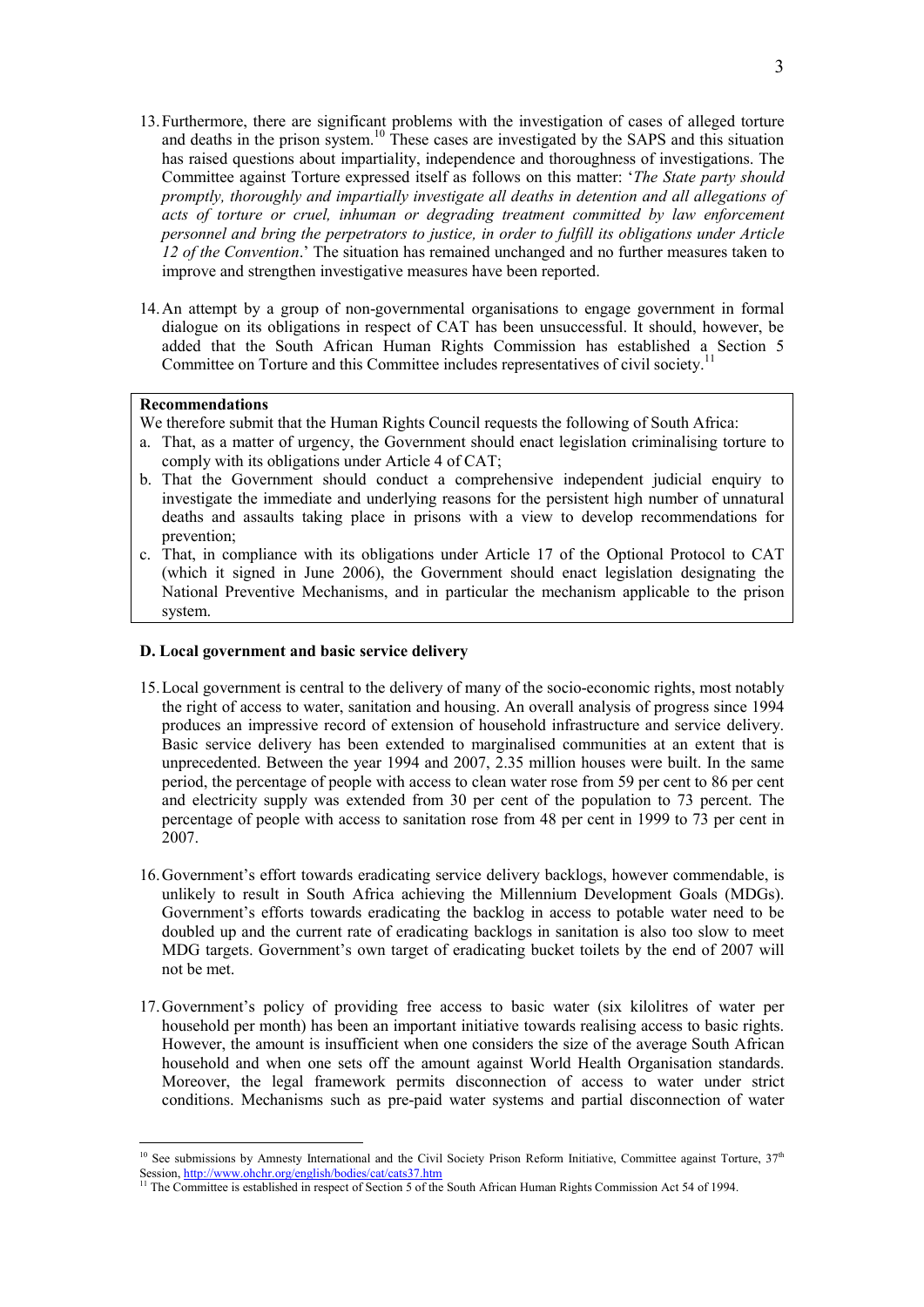13. Furthermore, there are significant problems with the investigation of cases of alleged torture and deaths in the prison system.[10] These cases are investigated by the SAPS and this situation has raised questions about impartiality, independence and thoroughness of investigations. The Committee against Torture expressed itself as follows on this matter: '*The State party should promptly, thoroughly and impartially investigate all deaths in detention and all allegations of acts of torture or cruel, inhuman or degrading treatment committed by law enforcement personnel and bring the perpetrators to justice, in order to fulfill its obligations under Article 12 of the Convention*.' The situation has remained unchanged and no further measures taken to improve and strengthen investigative measures have been reported.

14. An attempt by a group of non-governmental organisations to engage government in formal dialogue on its obligations in respect of CAT has been unsuccessful. It should, however, be added that the South African Human Rights Commission has established a Section 5 Committee on Torture and this Committee includes representatives of civil society.[11]

**Recommendations**

We therefore submit that the Human Rights Council requests the following of South Africa:

a. That, as a matter of urgency, the Government should enact legislation criminalising torture to comply with its obligations under Article 4 of CAT;
b. That the Government should conduct a comprehensive independent judicial enquiry to investigate the immediate and underlying reasons for the persistent high number of unnatural deaths and assaults taking place in prisons with a view to develop recommendations for prevention;
c. That, in compliance with its obligations under Article 17 of the Optional Protocol to CAT (which it signed in June 2006), the Government should enact legislation designating the National Preventive Mechanisms, and in particular the mechanism applicable to the prison system.

### D. Local government and basic service delivery

15. Local government is central to the delivery of many of the socio-economic rights, most notably the right of access to water, sanitation and housing. An overall analysis of progress since 1994 produces an impressive record of extension of household infrastructure and service delivery. Basic service delivery has been extended to marginalised communities at an extent that is unprecedented. Between the year 1994 and 2007, 2.35 million houses were built. In the same period, the percentage of people with access to clean water rose from 59 per cent to 86 per cent and electricity supply was extended from 30 per cent of the population to 73 percent. The percentage of people with access to sanitation rose from 48 per cent in 1999 to 73 per cent in 2007.

16. Government's effort towards eradicating service delivery backlogs, however commendable, is unlikely to result in South Africa achieving the Millennium Development Goals (MDGs). Government's efforts towards eradicating the backlog in access to potable water need to be doubled up and the current rate of eradicating backlogs in sanitation is also too slow to meet MDG targets. Government's own target of eradicating bucket toilets by the end of 2007 will not be met.

17. Government's policy of providing free access to basic water (six kilolitres of water per household per month) has been an important initiative towards realising access to basic rights. However, the amount is insufficient when one considers the size of the average South African household and when one sets off the amount against World Health Organisation standards. Moreover, the legal framework permits disconnection of access to water under strict conditions. Mechanisms such as pre-paid water systems and partial disconnection of water

[10] See submissions by Amnesty International and the Civil Society Prison Reform Initiative, Committee against Torture, 37th Session, http://www.ohchr.org/english/bodies/cat/cats37.htm

[11] The Committee is established in respect of Section 5 of the South African Human Rights Commission Act 54 of 1994.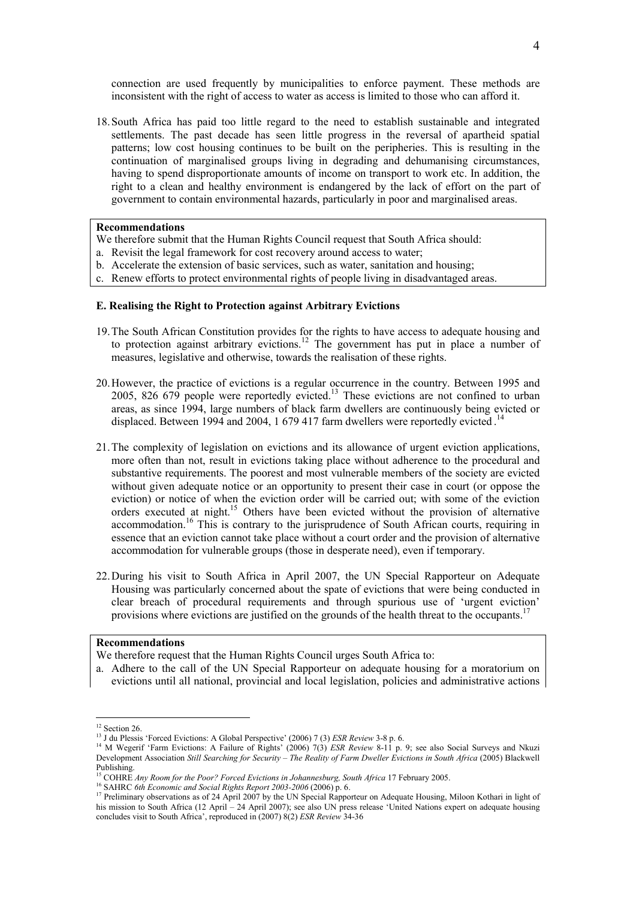connection are used frequently by municipalities to enforce payment. These methods are inconsistent with the right of access to water as access is limited to those who can afford it.

18. South Africa has paid too little regard to the need to establish sustainable and integrated settlements. The past decade has seen little progress in the reversal of apartheid spatial patterns; low cost housing continues to be built on the peripheries. This is resulting in the continuation of marginalised groups living in degrading and dehumanising circumstances, having to spend disproportionate amounts of income on transport to work etc. In addition, the right to a clean and healthy environment is endangered by the lack of effort on the part of government to contain environmental hazards, particularly in poor and marginalised areas.

**Recommendations**

We therefore submit that the Human Rights Council request that South Africa should:

a. Revisit the legal framework for cost recovery around access to water;
b. Accelerate the extension of basic services, such as water, sanitation and housing;
c. Renew efforts to protect environmental rights of people living in disadvantaged areas.

#### E. Realising the Right to Protection against Arbitrary Evictions

19. The South African Constitution provides for the rights to have access to adequate housing and to protection against arbitrary evictions.[12] The government has put in place a number of measures, legislative and otherwise, towards the realisation of these rights.

20. However, the practice of evictions is a regular occurrence in the country. Between 1995 and 2005, 826 679 people were reportedly evicted.[13] These evictions are not confined to urban areas, as since 1994, large numbers of black farm dwellers are continuously being evicted or displaced. Between 1994 and 2004, 1 679 417 farm dwellers were reportedly evicted.[14]

21. The complexity of legislation on evictions and its allowance of urgent eviction applications, more often than not, result in evictions taking place without adherence to the procedural and substantive requirements. The poorest and most vulnerable members of the society are evicted without given adequate notice or an opportunity to present their case in court (or oppose the eviction) or notice of when the eviction order will be carried out; with some of the eviction orders executed at night.[15] Others have been evicted without the provision of alternative accommodation.[16] This is contrary to the jurisprudence of South African courts, requiring in essence that an eviction cannot take place without a court order and the provision of alternative accommodation for vulnerable groups (those in desperate need), even if temporary.

22. During his visit to South Africa in April 2007, the UN Special Rapporteur on Adequate Housing was particularly concerned about the spate of evictions that were being conducted in clear breach of procedural requirements and through spurious use of 'urgent eviction' provisions where evictions are justified on the grounds of the health threat to the occupants.[17]

**Recommendations**

We therefore request that the Human Rights Council urges South Africa to:

a. Adhere to the call of the UN Special Rapporteur on adequate housing for a moratorium on evictions until all national, provincial and local legislation, policies and administrative actions

---

[12] Section 26.

[13] J du Plessis 'Forced Evictions: A Global Perspective' (2006) 7 (3) *ESR Review* 3-8 p. 6.

[14] M Wegerif 'Farm Evictions: A Failure of Rights' (2006) 7(3) *ESR Review* 8-11 p. 9; see also Social Surveys and Nkuzi Development Association *Still Searching for Security – The Reality of Farm Dweller Evictions in South Africa* (2005) Blackwell Publishing.

[15] COHRE *Any Room for the Poor? Forced Evictions in Johannesburg, South Africa* 17 February 2005.

[16] SAHRC *6th Economic and Social Rights Report 2003-2006* (2006) p. 6.

[17] Preliminary observations as of 24 April 2007 by the UN Special Rapporteur on Adequate Housing, Miloon Kothari in light of his mission to South Africa (12 April – 24 April 2007); see also UN press release 'United Nations expert on adequate housing concludes visit to South Africa', reproduced in (2007) 8(2) *ESR Review* 34-36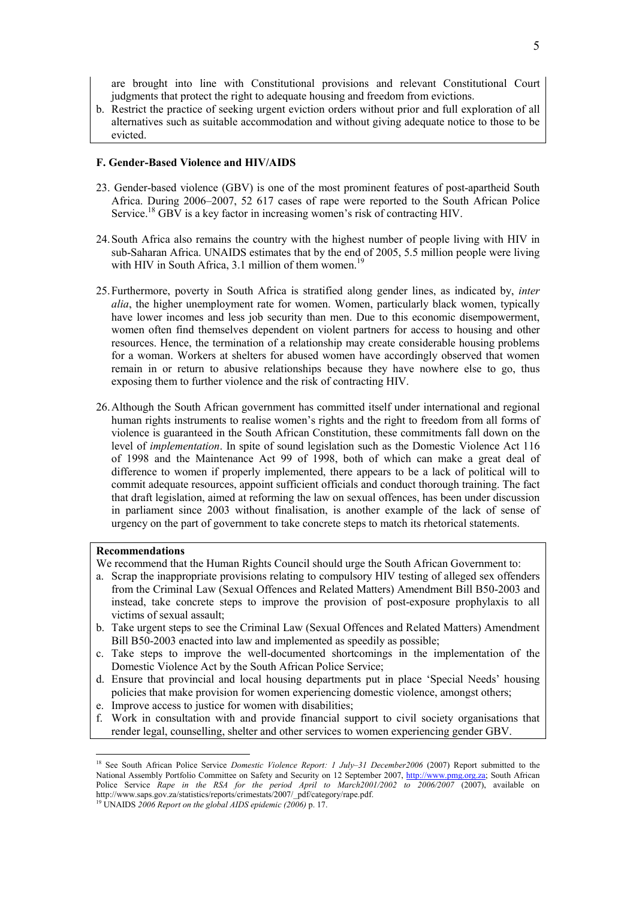are brought into line with Constitutional provisions and relevant Constitutional Court judgments that protect the right to adequate housing and freedom from evictions.

b. Restrict the practice of seeking urgent eviction orders without prior and full exploration of all alternatives such as suitable accommodation and without giving adequate notice to those to be evicted.

**F. Gender-Based Violence and HIV/AIDS**

23. Gender-based violence (GBV) is one of the most prominent features of post-apartheid South Africa. During 2006–2007, 52 617 cases of rape were reported to the South African Police Service.[18] GBV is a key factor in increasing women's risk of contracting HIV.

24. South Africa also remains the country with the highest number of people living with HIV in sub-Saharan Africa. UNAIDS estimates that by the end of 2005, 5.5 million people were living with HIV in South Africa, 3.1 million of them women.[19]

25. Furthermore, poverty in South Africa is stratified along gender lines, as indicated by, *inter alia*, the higher unemployment rate for women. Women, particularly black women, typically have lower incomes and less job security than men. Due to this economic disempowerment, women often find themselves dependent on violent partners for access to housing and other resources. Hence, the termination of a relationship may create considerable housing problems for a woman. Workers at shelters for abused women have accordingly observed that women remain in or return to abusive relationships because they have nowhere else to go, thus exposing them to further violence and the risk of contracting HIV.

26. Although the South African government has committed itself under international and regional human rights instruments to realise women's rights and the right to freedom from all forms of violence is guaranteed in the South African Constitution, these commitments fall down on the level of *implementation*. In spite of sound legislation such as the Domestic Violence Act 116 of 1998 and the Maintenance Act 99 of 1998, both of which can make a great deal of difference to women if properly implemented, there appears to be a lack of political will to commit adequate resources, appoint sufficient officials and conduct thorough training. The fact that draft legislation, aimed at reforming the law on sexual offences, has been under discussion in parliament since 2003 without finalisation, is another example of the lack of sense of urgency on the part of government to take concrete steps to match its rhetorical statements.

**Recommendations**

We recommend that the Human Rights Council should urge the South African Government to:

a. Scrap the inappropriate provisions relating to compulsory HIV testing of alleged sex offenders from the Criminal Law (Sexual Offences and Related Matters) Amendment Bill B50-2003 and instead, take concrete steps to improve the provision of post-exposure prophylaxis to all victims of sexual assault;
b. Take urgent steps to see the Criminal Law (Sexual Offences and Related Matters) Amendment Bill B50-2003 enacted into law and implemented as speedily as possible;
c. Take steps to improve the well-documented shortcomings in the implementation of the Domestic Violence Act by the South African Police Service;
d. Ensure that provincial and local housing departments put in place 'Special Needs' housing policies that make provision for women experiencing domestic violence, amongst others;
e. Improve access to justice for women with disabilities;
f. Work in consultation with and provide financial support to civil society organisations that render legal, counselling, shelter and other services to women experiencing gender GBV.

---

[18] See South African Police Service *Domestic Violence Report: 1 July–31 December2006* (2007) Report submitted to the National Assembly Portfolio Committee on Safety and Security on 12 September 2007, http://www.pmg.org.za; South African Police Service *Rape in the RSA for the period April to March2001/2002 to 2006/2007* (2007), available on http://www.saps.gov.za/statistics/reports/crimestats/2007/_pdf/category/rape.pdf.

[19] UNAIDS *2006 Report on the global AIDS epidemic (2006)* p. 17.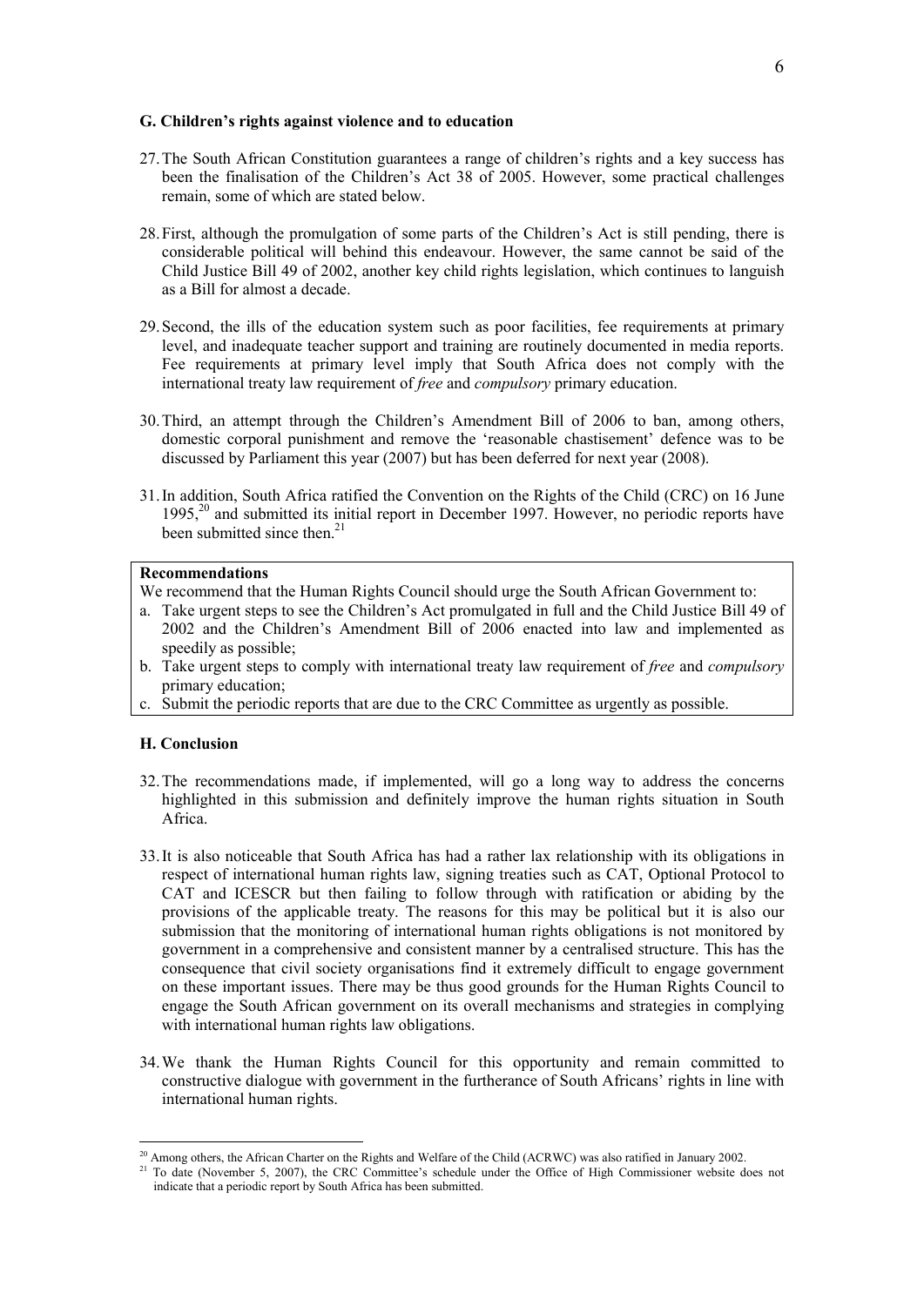### G. Children's rights against violence and to education

27. The South African Constitution guarantees a range of children's rights and a key success has been the finalisation of the Children's Act 38 of 2005. However, some practical challenges remain, some of which are stated below.

28. First, although the promulgation of some parts of the Children's Act is still pending, there is considerable political will behind this endeavour. However, the same cannot be said of the Child Justice Bill 49 of 2002, another key child rights legislation, which continues to languish as a Bill for almost a decade.

29. Second, the ills of the education system such as poor facilities, fee requirements at primary level, and inadequate teacher support and training are routinely documented in media reports. Fee requirements at primary level imply that South Africa does not comply with the international treaty law requirement of *free* and *compulsory* primary education.

30. Third, an attempt through the Children's Amendment Bill of 2006 to ban, among others, domestic corporal punishment and remove the 'reasonable chastisement' defence was to be discussed by Parliament this year (2007) but has been deferred for next year (2008).

31. In addition, South Africa ratified the Convention on the Rights of the Child (CRC) on 16 June 1995,[20] and submitted its initial report in December 1997. However, no periodic reports have been submitted since then.[21]

**Recommendations**

We recommend that the Human Rights Council should urge the South African Government to:

a. Take urgent steps to see the Children's Act promulgated in full and the Child Justice Bill 49 of 2002 and the Children's Amendment Bill of 2006 enacted into law and implemented as speedily as possible;
b. Take urgent steps to comply with international treaty law requirement of *free* and *compulsory* primary education;
c. Submit the periodic reports that are due to the CRC Committee as urgently as possible.

### H. Conclusion

32. The recommendations made, if implemented, will go a long way to address the concerns highlighted in this submission and definitely improve the human rights situation in South Africa.

33. It is also noticeable that South Africa has had a rather lax relationship with its obligations in respect of international human rights law, signing treaties such as CAT, Optional Protocol to CAT and ICESCR but then failing to follow through with ratification or abiding by the provisions of the applicable treaty. The reasons for this may be political but it is also our submission that the monitoring of international human rights obligations is not monitored by government in a comprehensive and consistent manner by a centralised structure. This has the consequence that civil society organisations find it extremely difficult to engage government on these important issues. There may be thus good grounds for the Human Rights Council to engage the South African government on its overall mechanisms and strategies in complying with international human rights law obligations.

34. We thank the Human Rights Council for this opportunity and remain committed to constructive dialogue with government in the furtherance of South Africans' rights in line with international human rights.

---

[20] Among others, the African Charter on the Rights and Welfare of the Child (ACRWC) was also ratified in January 2002.

[21] To date (November 5, 2007), the CRC Committee's schedule under the Office of High Commissioner website does not indicate that a periodic report by South Africa has been submitted.